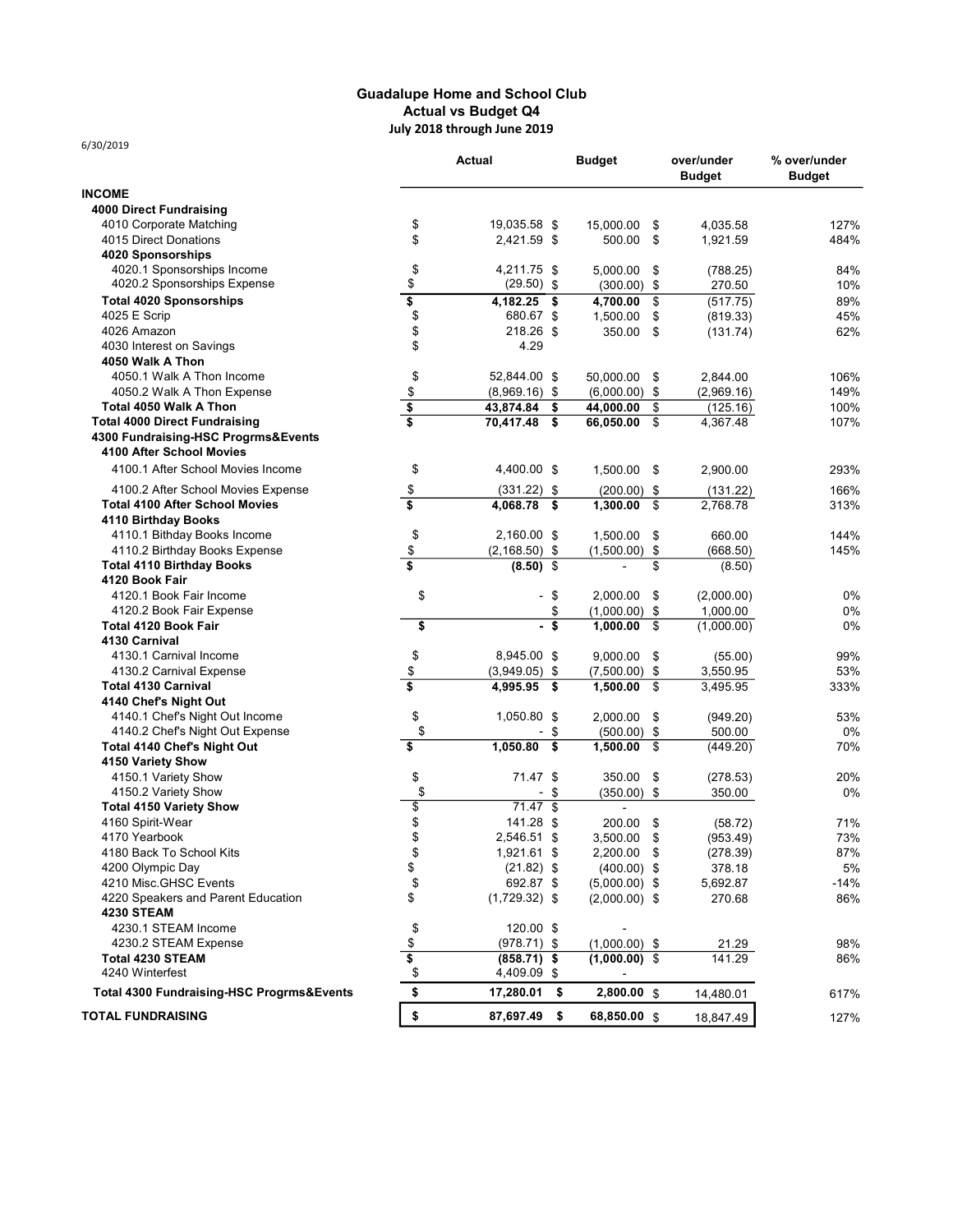# Guadalupe Home and School Club
## Actual vs Budget Q4
### July 2018 through June 2019

6/30/2019

| | Actual | Budget | over/under Budget | % over/under Budget |
|---|---|---|---|---|
| **INCOME** | | | | |
| **4000 Direct Fundraising** | | | | |
| 4010 Corporate Matching | $ 19,035.58 | $ 15,000.00 | $ 4,035.58 | 127% |
| 4015 Direct Donations | $ 2,421.59 | $ 500.00 | $ 1,921.59 | 484% |
| **4020 Sponsorships** | | | | |
| 4020.1 Sponsorships Income | $ 4,211.75 | $ 5,000.00 | $ (788.25) | 84% |
| 4020.2 Sponsorships Expense | $ (29.50) | $ (300.00) | $ 270.50 | 10% |
| **Total 4020 Sponsorships** | **$ 4,182.25** | **$ 4,700.00** | $ (517.75) | 89% |
| 4025 E Scrip | $ 680.67 | $ 1,500.00 | $ (819.33) | 45% |
| 4026 Amazon | $ 218.26 | $ 350.00 | $ (131.74) | 62% |
| 4030 Interest on Savings | $ 4.29 | | | |
| **4050 Walk A Thon** | | | | |
| 4050.1 Walk A Thon Income | $ 52,844.00 | $ 50,000.00 | $ 2,844.00 | 106% |
| 4050.2 Walk A Thon Expense | $ (8,969.16) | $ (6,000.00) | $ (2,969.16) | 149% |
| **Total 4050 Walk A Thon** | **$ 43,874.84** | **$ 44,000.00** | $ (125.16) | 100% |
| **Total 4000 Direct Fundraising** | **$ 70,417.48** | **$ 66,050.00** | $ 4,367.48 | 107% |
| **4300 Fundraising-HSC Progrms&Events** | | | | |
| **4100 After School Movies** | | | | |
| 4100.1 After School Movies Income | $ 4,400.00 | $ 1,500.00 | $ 2,900.00 | 293% |
| 4100.2 After School Movies Expense | $ (331.22) | $ (200.00) | $ (131.22) | 166% |
| **Total 4100 After School Movies** | **$ 4,068.78** | **$ 1,300.00** | $ 2,768.78 | 313% |
| **4110 Birthday Books** | | | | |
| 4110.1 Bithday Books Income | $ 2,160.00 | $ 1,500.00 | $ 660.00 | 144% |
| 4110.2 Bithday Books Expense | $ (2,168.50) | $ (1,500.00) | $ (668.50) | 145% |
| **Total 4110 Birthday Books** | **$ (8.50)** | $ - | $ (8.50) | |
| **4120 Book Fair** | | | | |
| 4120.1 Book Fair Income | $ - | $ 2,000.00 | $ (2,000.00) | 0% |
| 4120.2 Book Fair Expense | | $ (1,000.00) | $ 1,000.00 | 0% |
| **Total 4120 Book Fair** | **$ -** | **$ 1,000.00** | $ (1,000.00) | 0% |
| **4130 Carnival** | | | | |
| 4130.1 Carnival Income | $ 8,945.00 | $ 9,000.00 | $ (55.00) | 99% |
| 4130.2 Carnival Expense | $ (3,949.05) | $ (7,500.00) | $ 3,550.95 | 53% |
| **Total 4130 Carnival** | **$ 4,995.95** | **$ 1,500.00** | $ 3,495.95 | 333% |
| **4140 Chef's Night Out** | | | | |
| 4140.1 Chef's Night Out Income | $ 1,050.80 | $ 2,000.00 | $ (949.20) | 53% |
| 4140.2 Chef's Night Out Expense | $ - | $ (500.00) | $ 500.00 | 0% |
| **Total 4140 Chef's Night Out** | **$ 1,050.80** | **$ 1,500.00** | $ (449.20) | 70% |
| **4150 Variety Show** | | | | |
| 4150.1 Variety Show | $ 71.47 | $ 350.00 | $ (278.53) | 20% |
| 4150.2 Variety Show | $ - | $ (350.00) | $ 350.00 | 0% |
| **Total 4150 Variety Show** | $ 71.47 | $ - | | |
| 4160 Spirit-Wear | $ 141.28 | $ 200.00 | $ (58.72) | 71% |
| 4170 Yearbook | $ 2,546.51 | $ 3,500.00 | $ (953.49) | 73% |
| 4180 Back To School Kits | $ 1,921.61 | $ 2,200.00 | $ (278.39) | 87% |
| 4200 Olympic Day | $ (21.82) | $ (400.00) | $ 378.18 | 5% |
| 4210 Misc.GHSC Events | $ 692.87 | $ (5,000.00) | $ 5,692.87 | -14% |
| 4220 Speakers and Parent Education | $ (1,729.32) | $ (2,000.00) | $ 270.68 | 86% |
| **4230 STEAM** | | | | |
| 4230.1 STEAM Income | $ 120.00 | $ - | | |
| 4230.2 STEAM Expense | $ (978.71) | $ (1,000.00) | $ 21.29 | 98% |
| **Total 4230 STEAM** | **$ (858.71)** | **$ (1,000.00)** | $ 141.29 | 86% |
| 4240 Winterfest | $ 4,409.09 | $ - | | |
| **Total 4300 Fundraising-HSC Progrms&Events** | **$ 17,280.01** | **$ 2,800.00** | $ 14,480.01 | 617% |
| **TOTAL FUNDRAISING** | **$ 87,697.49** | **$ 68,850.00** | $ 18,847.49 | 127% |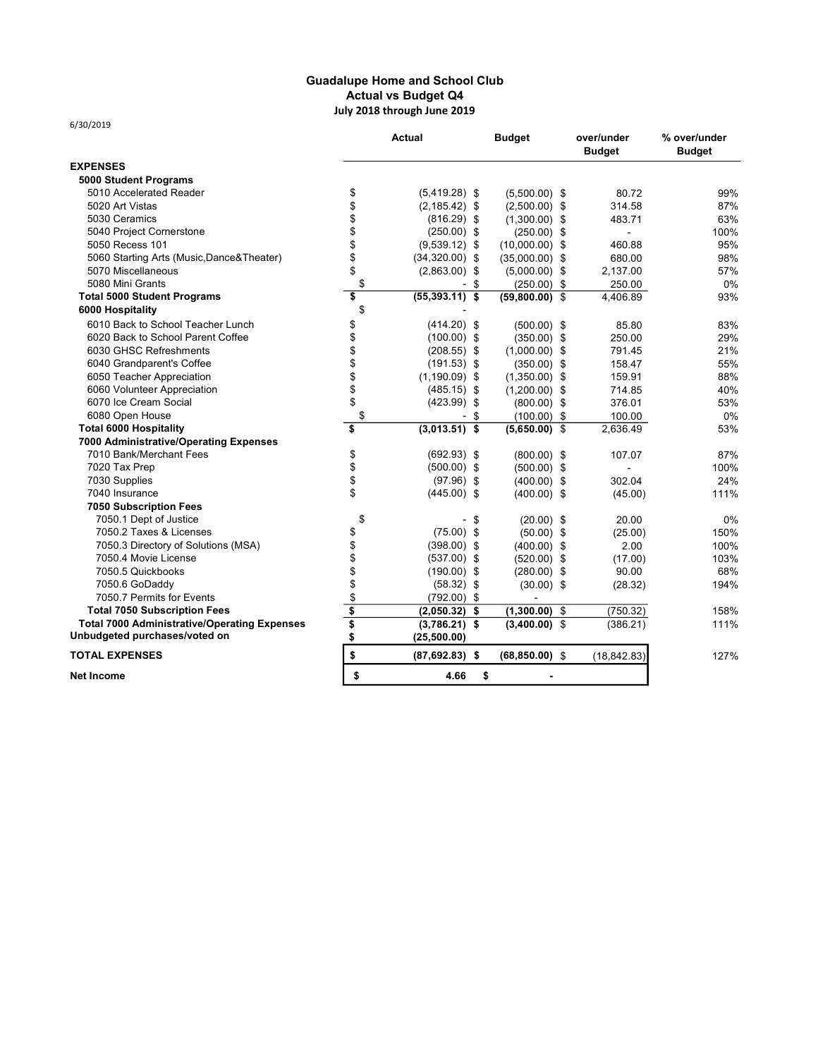**Guadalupe Home and School Club**
**Actual vs Budget Q4**
**July 2018 through June 2019**

6/30/2019

| | Actual | Budget | over/under Budget | % over/under Budget |
|---|---|---|---|---|
| **EXPENSES** | | | | |
| **5000 Student Programs** | | | | |
| 5010 Accelerated Reader | $ (5,419.28) | $ (5,500.00) | $ 80.72 | 99% |
| 5020 Art Vistas | $ (2,185.42) | $ (2,500.00) | $ 314.58 | 87% |
| 5030 Ceramics | $ (816.29) | $ (1,300.00) | $ 483.71 | 63% |
| 5040 Project Cornerstone | $ (250.00) | $ (250.00) | $ - | 100% |
| 5050 Recess 101 | $ (9,539.12) | $ (10,000.00) | $ 460.88 | 95% |
| 5060 Starting Arts (Music,Dance&Theater) | $ (34,320.00) | $ (35,000.00) | $ 680.00 | 98% |
| 5070 Miscellaneous | $ (2,863.00) | $ (5,000.00) | $ 2,137.00 | 57% |
| 5080 Mini Grants | $ - | $ (250.00) | $ 250.00 | 0% |
| **Total 5000 Student Programs** | **$ (55,393.11)** | **$ (59,800.00)** | $ 4,406.89 | 93% |
| **6000 Hospitality** | $ - | | | |
| 6010 Back to School Teacher Lunch | $ (414.20) | $ (500.00) | $ 85.80 | 83% |
| 6020 Back to School Parent Coffee | $ (100.00) | $ (350.00) | $ 250.00 | 29% |
| 6030 GHSC Refreshments | $ (208.55) | $ (1,000.00) | $ 791.45 | 21% |
| 6040 Grandparent's Coffee | $ (191.53) | $ (350.00) | $ 158.47 | 55% |
| 6050 Teacher Appreciation | $ (1,190.09) | $ (1,350.00) | $ 159.91 | 88% |
| 6060 Volunteer Appreciation | $ (485.15) | $ (1,200.00) | $ 714.85 | 40% |
| 6070 Ice Cream Social | $ (423.99) | $ (800.00) | $ 376.01 | 53% |
| 6080 Open House | $ - | $ (100.00) | $ 100.00 | 0% |
| **Total 6000 Hospitality** | **$ (3,013.51)** | **$ (5,650.00)** | $ 2,636.49 | 53% |
| **7000 Administrative/Operating Expenses** | | | | |
| 7010 Bank/Merchant Fees | $ (692.93) | $ (800.00) | $ 107.07 | 87% |
| 7020 Tax Prep | $ (500.00) | $ (500.00) | $ - | 100% |
| 7030 Supplies | $ (97.96) | $ (400.00) | $ 302.04 | 24% |
| 7040 Insurance | $ (445.00) | $ (400.00) | $ (45.00) | 111% |
| **7050 Subscription Fees** | | | | |
| 7050.1 Dept of Justice | $ - | $ (20.00) | $ 20.00 | 0% |
| 7050.2 Taxes & Licenses | $ (75.00) | $ (50.00) | $ (25.00) | 150% |
| 7050.3 Directory of Solutions (MSA) | $ (398.00) | $ (400.00) | $ 2.00 | 100% |
| 7050.4 Movie License | $ (537.00) | $ (520.00) | $ (17.00) | 103% |
| 7050.5 Quickbooks | $ (190.00) | $ (280.00) | $ 90.00 | 68% |
| 7050.6 GoDaddy | $ (58.32) | $ (30.00) | $ (28.32) | 194% |
| 7050.7 Permits for Events | $ (792.00) | $ - | | |
| **Total 7050 Subscription Fees** | **$ (2,050.32)** | **$ (1,300.00)** | $ (750.32) | 158% |
| **Total 7000 Administrative/Operating Expenses** | **$ (3,786.21)** | **$ (3,400.00)** | $ (386.21) | 111% |
| **Unbudgeted purchases/voted on** | **$ (25,500.00)** | | | |
| **TOTAL EXPENSES** | **$ (87,692.83)** | **$ (68,850.00)** | $ (18,842.83) | 127% |
| **Net Income** | **$ 4.66** | **$ -** | | |